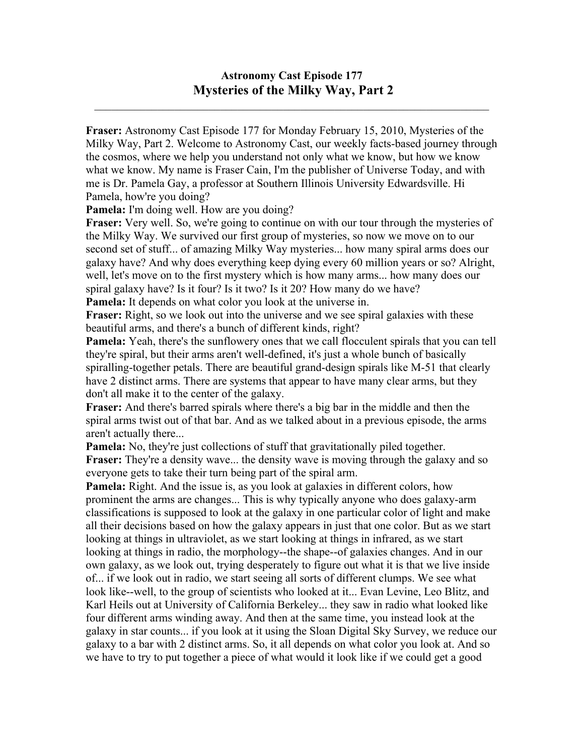# Astronomy Cast Episode 177
## Mysteries of the Milky Way, Part 2

---

**Fraser:** Astronomy Cast Episode 177 for Monday February 15, 2010, Mysteries of the Milky Way, Part 2. Welcome to Astronomy Cast, our weekly facts-based journey through the cosmos, where we help you understand not only what we know, but how we know what we know. My name is Fraser Cain, I'm the publisher of Universe Today, and with me is Dr. Pamela Gay, a professor at Southern Illinois University Edwardsville. Hi Pamela, how're you doing?

**Pamela:** I'm doing well. How are you doing?

**Fraser:** Very well. So, we're going to continue on with our tour through the mysteries of the Milky Way. We survived our first group of mysteries, so now we move on to our second set of stuff... of amazing Milky Way mysteries... how many spiral arms does our galaxy have? And why does everything keep dying every 60 million years or so? Alright, well, let's move on to the first mystery which is how many arms... how many does our spiral galaxy have? Is it four? Is it two? Is it 20? How many do we have?

**Pamela:** It depends on what color you look at the universe in.

**Fraser:** Right, so we look out into the universe and we see spiral galaxies with these beautiful arms, and there's a bunch of different kinds, right?

**Pamela:** Yeah, there's the sunflowery ones that we call flocculent spirals that you can tell they're spiral, but their arms aren't well-defined, it's just a whole bunch of basically spiralling-together petals. There are beautiful grand-design spirals like M-51 that clearly have 2 distinct arms. There are systems that appear to have many clear arms, but they don't all make it to the center of the galaxy.

**Fraser:** And there's barred spirals where there's a big bar in the middle and then the spiral arms twist out of that bar. And as we talked about in a previous episode, the arms aren't actually there...

**Pamela:** No, they're just collections of stuff that gravitationally piled together.

**Fraser:** They're a density wave... the density wave is moving through the galaxy and so everyone gets to take their turn being part of the spiral arm.

**Pamela:** Right. And the issue is, as you look at galaxies in different colors, how prominent the arms are changes... This is why typically anyone who does galaxy-arm classifications is supposed to look at the galaxy in one particular color of light and make all their decisions based on how the galaxy appears in just that one color. But as we start looking at things in ultraviolet, as we start looking at things in infrared, as we start looking at things in radio, the morphology--the shape--of galaxies changes. And in our own galaxy, as we look out, trying desperately to figure out what it is that we live inside of... if we look out in radio, we start seeing all sorts of different clumps. We see what look like--well, to the group of scientists who looked at it... Evan Levine, Leo Blitz, and Karl Heils out at University of California Berkeley... they saw in radio what looked like four different arms winding away. And then at the same time, you instead look at the galaxy in star counts... if you look at it using the Sloan Digital Sky Survey, we reduce our galaxy to a bar with 2 distinct arms. So, it all depends on what color you look at. And so we have to try to put together a piece of what would it look like if we could get a good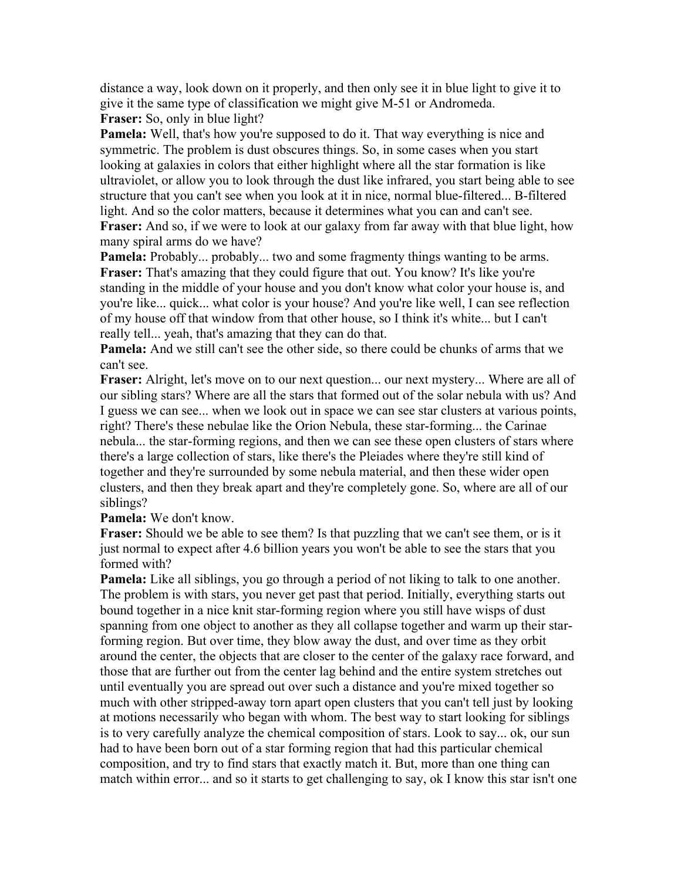distance a way, look down on it properly, and then only see it in blue light to give it to give it the same type of classification we might give M-51 or Andromeda.

**Fraser:** So, only in blue light?

**Pamela:** Well, that's how you're supposed to do it. That way everything is nice and symmetric. The problem is dust obscures things. So, in some cases when you start looking at galaxies in colors that either highlight where all the star formation is like ultraviolet, or allow you to look through the dust like infrared, you start being able to see structure that you can't see when you look at it in nice, normal blue-filtered... B-filtered light. And so the color matters, because it determines what you can and can't see.

**Fraser:** And so, if we were to look at our galaxy from far away with that blue light, how many spiral arms do we have?

**Pamela:** Probably... probably... two and some fragmenty things wanting to be arms.

**Fraser:** That's amazing that they could figure that out. You know? It's like you're standing in the middle of your house and you don't know what color your house is, and you're like... quick... what color is your house? And you're like well, I can see reflection of my house off that window from that other house, so I think it's white... but I can't really tell... yeah, that's amazing that they can do that.

**Pamela:** And we still can't see the other side, so there could be chunks of arms that we can't see.

**Fraser:** Alright, let's move on to our next question... our next mystery... Where are all of our sibling stars? Where are all the stars that formed out of the solar nebula with us? And I guess we can see... when we look out in space we can see star clusters at various points, right? There's these nebulae like the Orion Nebula, these star-forming... the Carinae nebula... the star-forming regions, and then we can see these open clusters of stars where there's a large collection of stars, like there's the Pleiades where they're still kind of together and they're surrounded by some nebula material, and then these wider open clusters, and then they break apart and they're completely gone. So, where are all of our siblings?

**Pamela:** We don't know.

**Fraser:** Should we be able to see them? Is that puzzling that we can't see them, or is it just normal to expect after 4.6 billion years you won't be able to see the stars that you formed with?

**Pamela:** Like all siblings, you go through a period of not liking to talk to one another. The problem is with stars, you never get past that period. Initially, everything starts out bound together in a nice knit star-forming region where you still have wisps of dust spanning from one object to another as they all collapse together and warm up their star-forming region. But over time, they blow away the dust, and over time as they orbit around the center, the objects that are closer to the center of the galaxy race forward, and those that are further out from the center lag behind and the entire system stretches out until eventually you are spread out over such a distance and you're mixed together so much with other stripped-away torn apart open clusters that you can't tell just by looking at motions necessarily who began with whom. The best way to start looking for siblings is to very carefully analyze the chemical composition of stars. Look to say... ok, our sun had to have been born out of a star forming region that had this particular chemical composition, and try to find stars that exactly match it. But, more than one thing can match within error... and so it starts to get challenging to say, ok I know this star isn't one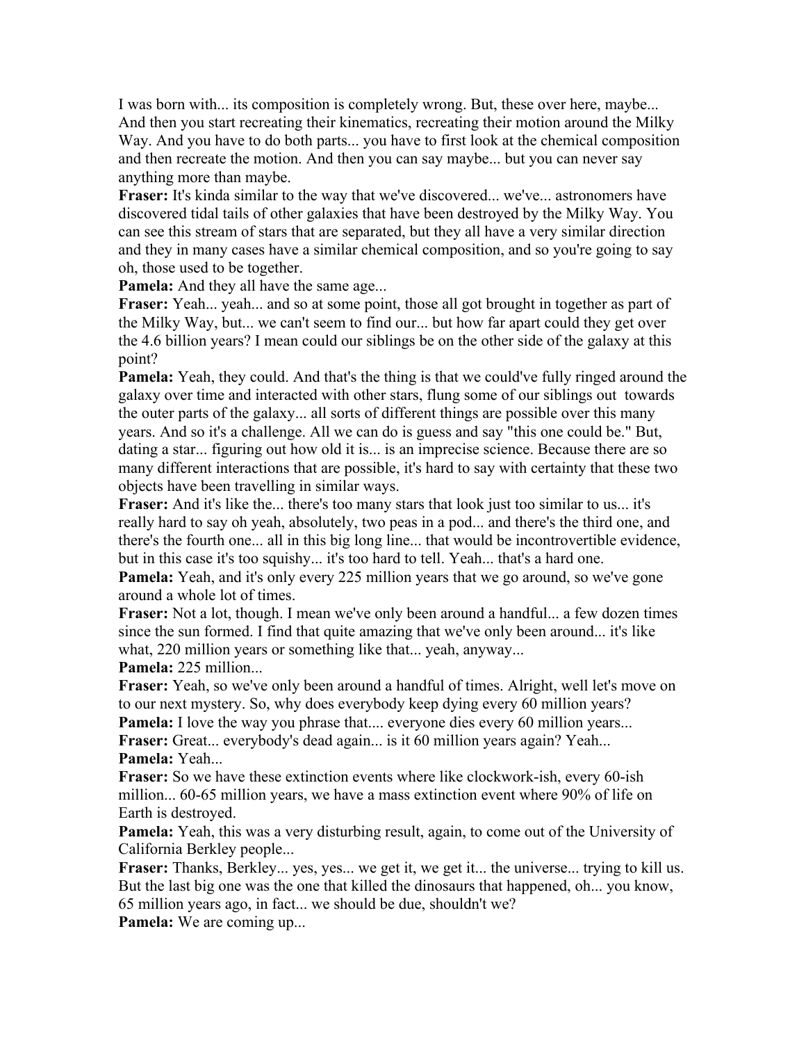I was born with... its composition is completely wrong. But, these over here, maybe... And then you start recreating their kinematics, recreating their motion around the Milky Way. And you have to do both parts... you have to first look at the chemical composition and then recreate the motion. And then you can say maybe... but you can never say anything more than maybe.

**Fraser:** It's kinda similar to the way that we've discovered... we've... astronomers have discovered tidal tails of other galaxies that have been destroyed by the Milky Way. You can see this stream of stars that are separated, but they all have a very similar direction and they in many cases have a similar chemical composition, and so you're going to say oh, those used to be together.

**Pamela:** And they all have the same age...

**Fraser:** Yeah... yeah... and so at some point, those all got brought in together as part of the Milky Way, but... we can't seem to find our... but how far apart could they get over the 4.6 billion years? I mean could our siblings be on the other side of the galaxy at this point?

**Pamela:** Yeah, they could. And that's the thing is that we could've fully ringed around the galaxy over time and interacted with other stars, flung some of our siblings out towards the outer parts of the galaxy... all sorts of different things are possible over this many years. And so it's a challenge. All we can do is guess and say "this one could be." But, dating a star... figuring out how old it is... is an imprecise science. Because there are so many different interactions that are possible, it's hard to say with certainty that these two objects have been travelling in similar ways.

**Fraser:** And it's like the... there's too many stars that look just too similar to us... it's really hard to say oh yeah, absolutely, two peas in a pod... and there's the third one, and there's the fourth one... all in this big long line... that would be incontrovertible evidence, but in this case it's too squishy... it's too hard to tell. Yeah... that's a hard one.

**Pamela:** Yeah, and it's only every 225 million years that we go around, so we've gone around a whole lot of times.

**Fraser:** Not a lot, though. I mean we've only been around a handful... a few dozen times since the sun formed. I find that quite amazing that we've only been around... it's like what, 220 million years or something like that... yeah, anyway...

**Pamela:** 225 million...

**Fraser:** Yeah, so we've only been around a handful of times. Alright, well let's move on to our next mystery. So, why does everybody keep dying every 60 million years?

**Pamela:** I love the way you phrase that.... everyone dies every 60 million years...

**Fraser:** Great... everybody's dead again... is it 60 million years again? Yeah...

**Pamela:** Yeah...

**Fraser:** So we have these extinction events where like clockwork-ish, every 60-ish million... 60-65 million years, we have a mass extinction event where 90% of life on Earth is destroyed.

**Pamela:** Yeah, this was a very disturbing result, again, to come out of the University of California Berkley people...

**Fraser:** Thanks, Berkley... yes, yes... we get it, we get it... the universe... trying to kill us. But the last big one was the one that killed the dinosaurs that happened, oh... you know, 65 million years ago, in fact... we should be due, shouldn't we?

**Pamela:** We are coming up...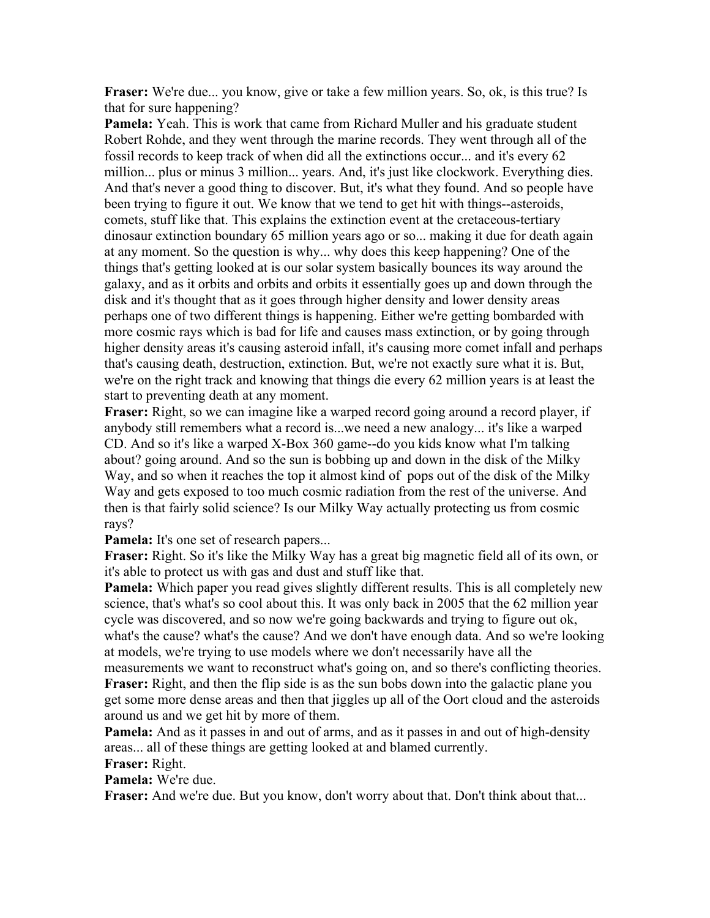**Fraser:** We're due... you know, give or take a few million years. So, ok, is this true? Is that for sure happening?

**Pamela:** Yeah. This is work that came from Richard Muller and his graduate student Robert Rohde, and they went through the marine records. They went through all of the fossil records to keep track of when did all the extinctions occur... and it's every 62 million... plus or minus 3 million... years. And, it's just like clockwork. Everything dies. And that's never a good thing to discover. But, it's what they found. And so people have been trying to figure it out. We know that we tend to get hit with things--asteroids, comets, stuff like that. This explains the extinction event at the cretaceous-tertiary dinosaur extinction boundary 65 million years ago or so... making it due for death again at any moment. So the question is why... why does this keep happening? One of the things that's getting looked at is our solar system basically bounces its way around the galaxy, and as it orbits and orbits and orbits it essentially goes up and down through the disk and it's thought that as it goes through higher density and lower density areas perhaps one of two different things is happening. Either we're getting bombarded with more cosmic rays which is bad for life and causes mass extinction, or by going through higher density areas it's causing asteroid infall, it's causing more comet infall and perhaps that's causing death, destruction, extinction. But, we're not exactly sure what it is. But, we're on the right track and knowing that things die every 62 million years is at least the start to preventing death at any moment.

**Fraser:** Right, so we can imagine like a warped record going around a record player, if anybody still remembers what a record is...we need a new analogy... it's like a warped CD. And so it's like a warped X-Box 360 game--do you kids know what I'm talking about? going around. And so the sun is bobbing up and down in the disk of the Milky Way, and so when it reaches the top it almost kind of pops out of the disk of the Milky Way and gets exposed to too much cosmic radiation from the rest of the universe. And then is that fairly solid science? Is our Milky Way actually protecting us from cosmic rays?

**Pamela:** It's one set of research papers...

**Fraser:** Right. So it's like the Milky Way has a great big magnetic field all of its own, or it's able to protect us with gas and dust and stuff like that.

**Pamela:** Which paper you read gives slightly different results. This is all completely new science, that's what's so cool about this. It was only back in 2005 that the 62 million year cycle was discovered, and so now we're going backwards and trying to figure out ok, what's the cause? what's the cause? And we don't have enough data. And so we're looking at models, we're trying to use models where we don't necessarily have all the measurements we want to reconstruct what's going on, and so there's conflicting theories.

**Fraser:** Right, and then the flip side is as the sun bobs down into the galactic plane you get some more dense areas and then that jiggles up all of the Oort cloud and the asteroids around us and we get hit by more of them.

**Pamela:** And as it passes in and out of arms, and as it passes in and out of high-density areas... all of these things are getting looked at and blamed currently.

**Fraser:** Right.

**Pamela:** We're due.

**Fraser:** And we're due. But you know, don't worry about that. Don't think about that...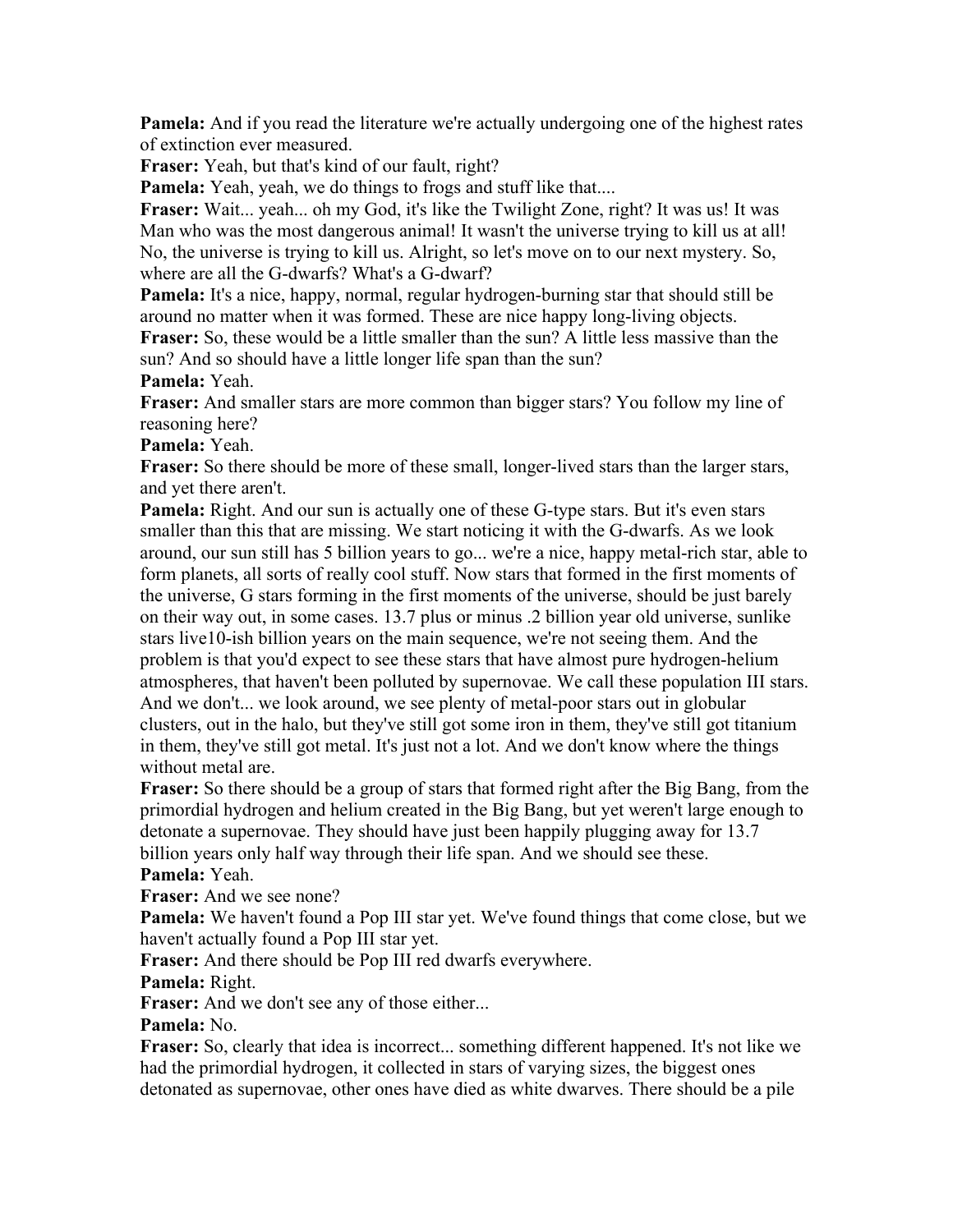**Pamela:** And if you read the literature we're actually undergoing one of the highest rates of extinction ever measured.

**Fraser:** Yeah, but that's kind of our fault, right?

**Pamela:** Yeah, yeah, we do things to frogs and stuff like that....

**Fraser:** Wait... yeah... oh my God, it's like the Twilight Zone, right? It was us! It was Man who was the most dangerous animal! It wasn't the universe trying to kill us at all! No, the universe is trying to kill us. Alright, so let's move on to our next mystery. So, where are all the G-dwarfs? What's a G-dwarf?

**Pamela:** It's a nice, happy, normal, regular hydrogen-burning star that should still be around no matter when it was formed. These are nice happy long-living objects.

**Fraser:** So, these would be a little smaller than the sun? A little less massive than the sun? And so should have a little longer life span than the sun?

**Pamela:** Yeah.

**Fraser:** And smaller stars are more common than bigger stars? You follow my line of reasoning here?

**Pamela:** Yeah.

**Fraser:** So there should be more of these small, longer-lived stars than the larger stars, and yet there aren't.

**Pamela:** Right. And our sun is actually one of these G-type stars. But it's even stars smaller than this that are missing. We start noticing it with the G-dwarfs. As we look around, our sun still has 5 billion years to go... we're a nice, happy metal-rich star, able to form planets, all sorts of really cool stuff. Now stars that formed in the first moments of the universe, G stars forming in the first moments of the universe, should be just barely on their way out, in some cases. 13.7 plus or minus .2 billion year old universe, sunlike stars live10-ish billion years on the main sequence, we're not seeing them. And the problem is that you'd expect to see these stars that have almost pure hydrogen-helium atmospheres, that haven't been polluted by supernovae. We call these population III stars. And we don't... we look around, we see plenty of metal-poor stars out in globular clusters, out in the halo, but they've still got some iron in them, they've still got titanium in them, they've still got metal. It's just not a lot. And we don't know where the things without metal are.

**Fraser:** So there should be a group of stars that formed right after the Big Bang, from the primordial hydrogen and helium created in the Big Bang, but yet weren't large enough to detonate a supernovae. They should have just been happily plugging away for 13.7 billion years only half way through their life span. And we should see these.

**Pamela:** Yeah.

**Fraser:** And we see none?

**Pamela:** We haven't found a Pop III star yet. We've found things that come close, but we haven't actually found a Pop III star yet.

**Fraser:** And there should be Pop III red dwarfs everywhere.

**Pamela:** Right.

**Fraser:** And we don't see any of those either...

**Pamela:** No.

**Fraser:** So, clearly that idea is incorrect... something different happened. It's not like we had the primordial hydrogen, it collected in stars of varying sizes, the biggest ones detonated as supernovae, other ones have died as white dwarves. There should be a pile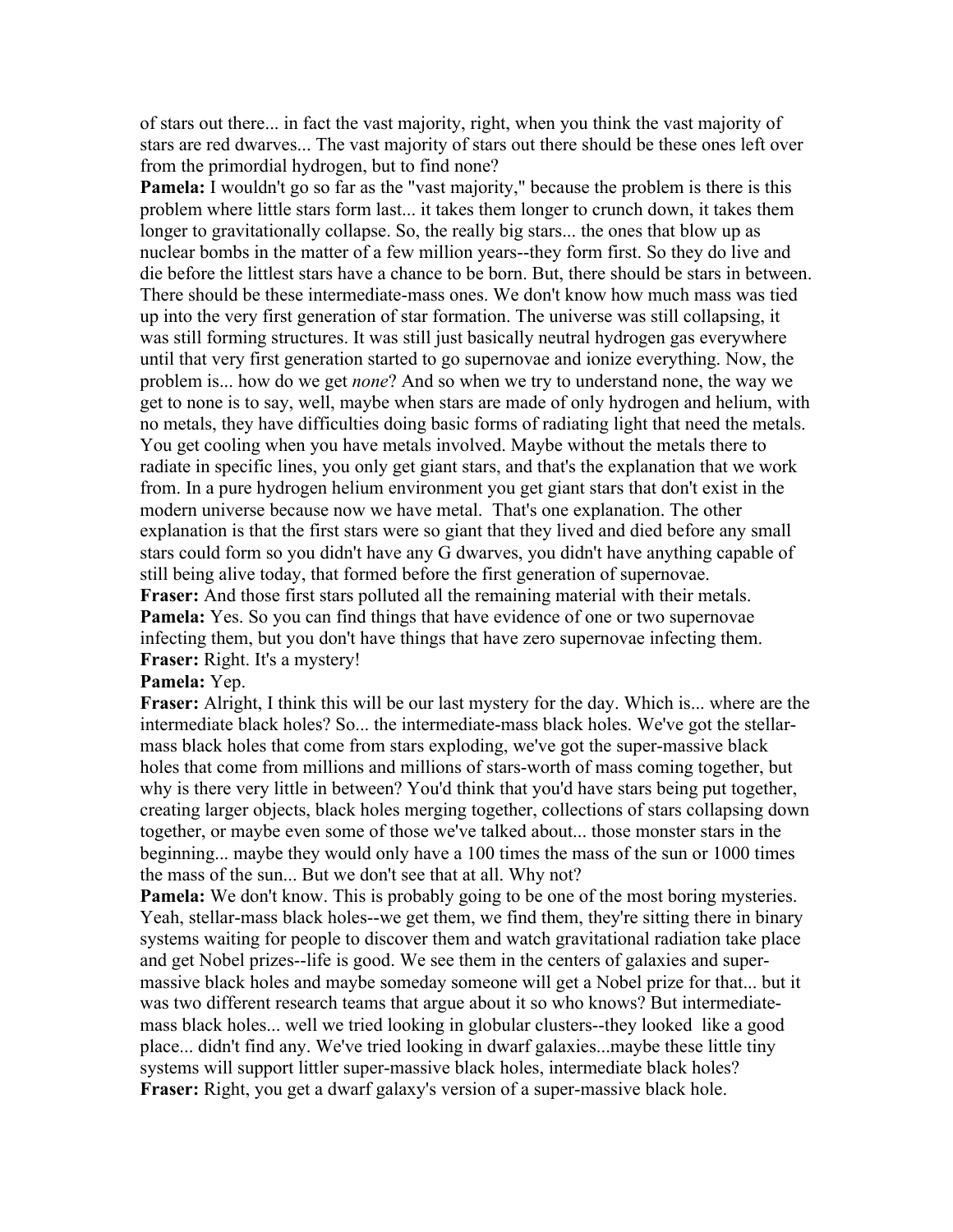of stars out there... in fact the vast majority, right, when you think the vast majority of stars are red dwarves... The vast majority of stars out there should be these ones left over from the primordial hydrogen, but to find none?

**Pamela:** I wouldn't go so far as the "vast majority," because the problem is there is this problem where little stars form last... it takes them longer to crunch down, it takes them longer to gravitationally collapse. So, the really big stars... the ones that blow up as nuclear bombs in the matter of a few million years--they form first. So they do live and die before the littlest stars have a chance to be born. But, there should be stars in between. There should be these intermediate-mass ones. We don't know how much mass was tied up into the very first generation of star formation. The universe was still collapsing, it was still forming structures. It was still just basically neutral hydrogen gas everywhere until that very first generation started to go supernovae and ionize everything. Now, the problem is... how do we get *none*? And so when we try to understand none, the way we get to none is to say, well, maybe when stars are made of only hydrogen and helium, with no metals, they have difficulties doing basic forms of radiating light that need the metals. You get cooling when you have metals involved. Maybe without the metals there to radiate in specific lines, you only get giant stars, and that's the explanation that we work from. In a pure hydrogen helium environment you get giant stars that don't exist in the modern universe because now we have metal. That's one explanation. The other explanation is that the first stars were so giant that they lived and died before any small stars could form so you didn't have any G dwarves, you didn't have anything capable of still being alive today, that formed before the first generation of supernovae.

**Fraser:** And those first stars polluted all the remaining material with their metals.

**Pamela:** Yes. So you can find things that have evidence of one or two supernovae infecting them, but you don't have things that have zero supernovae infecting them.

**Fraser:** Right. It's a mystery!

**Pamela:** Yep.

**Fraser:** Alright, I think this will be our last mystery for the day. Which is... where are the intermediate black holes? So... the intermediate-mass black holes. We've got the stellar-mass black holes that come from stars exploding, we've got the super-massive black holes that come from millions and millions of stars-worth of mass coming together, but why is there very little in between? You'd think that you'd have stars being put together, creating larger objects, black holes merging together, collections of stars collapsing down together, or maybe even some of those we've talked about... those monster stars in the beginning... maybe they would only have a 100 times the mass of the sun or 1000 times the mass of the sun... But we don't see that at all. Why not?

**Pamela:** We don't know. This is probably going to be one of the most boring mysteries. Yeah, stellar-mass black holes--we get them, we find them, they're sitting there in binary systems waiting for people to discover them and watch gravitational radiation take place and get Nobel prizes--life is good. We see them in the centers of galaxies and super-massive black holes and maybe someday someone will get a Nobel prize for that... but it was two different research teams that argue about it so who knows? But intermediate-mass black holes... well we tried looking in globular clusters--they looked like a good place... didn't find any. We've tried looking in dwarf galaxies...maybe these little tiny systems will support littler super-massive black holes, intermediate black holes?

**Fraser:** Right, you get a dwarf galaxy's version of a super-massive black hole.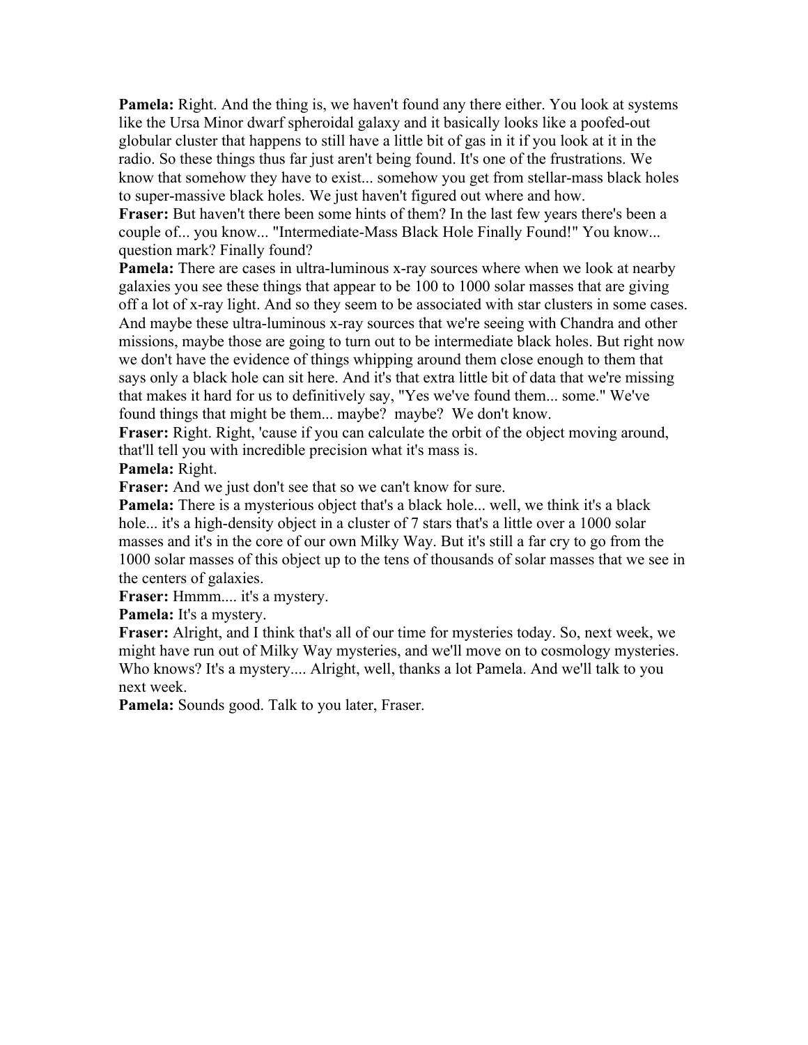**Pamela:** Right. And the thing is, we haven't found any there either. You look at systems like the Ursa Minor dwarf spheroidal galaxy and it basically looks like a poofed-out globular cluster that happens to still have a little bit of gas in it if you look at it in the radio. So these things thus far just aren't being found. It's one of the frustrations. We know that somehow they have to exist... somehow you get from stellar-mass black holes to super-massive black holes. We just haven't figured out where and how.

**Fraser:** But haven't there been some hints of them? In the last few years there's been a couple of... you know... "Intermediate-Mass Black Hole Finally Found!" You know... question mark? Finally found?

**Pamela:** There are cases in ultra-luminous x-ray sources where when we look at nearby galaxies you see these things that appear to be 100 to 1000 solar masses that are giving off a lot of x-ray light. And so they seem to be associated with star clusters in some cases. And maybe these ultra-luminous x-ray sources that we're seeing with Chandra and other missions, maybe those are going to turn out to be intermediate black holes. But right now we don't have the evidence of things whipping around them close enough to them that says only a black hole can sit here. And it's that extra little bit of data that we're missing that makes it hard for us to definitively say, "Yes we've found them... some." We've found things that might be them... maybe? maybe? We don't know.

**Fraser:** Right. Right, 'cause if you can calculate the orbit of the object moving around, that'll tell you with incredible precision what it's mass is.

**Pamela:** Right.

**Fraser:** And we just don't see that so we can't know for sure.

**Pamela:** There is a mysterious object that's a black hole... well, we think it's a black hole... it's a high-density object in a cluster of 7 stars that's a little over a 1000 solar masses and it's in the core of our own Milky Way. But it's still a far cry to go from the 1000 solar masses of this object up to the tens of thousands of solar masses that we see in the centers of galaxies.

**Fraser:** Hmmm.... it's a mystery.

**Pamela:** It's a mystery.

**Fraser:** Alright, and I think that's all of our time for mysteries today. So, next week, we might have run out of Milky Way mysteries, and we'll move on to cosmology mysteries. Who knows? It's a mystery.... Alright, well, thanks a lot Pamela. And we'll talk to you next week.

**Pamela:** Sounds good. Talk to you later, Fraser.